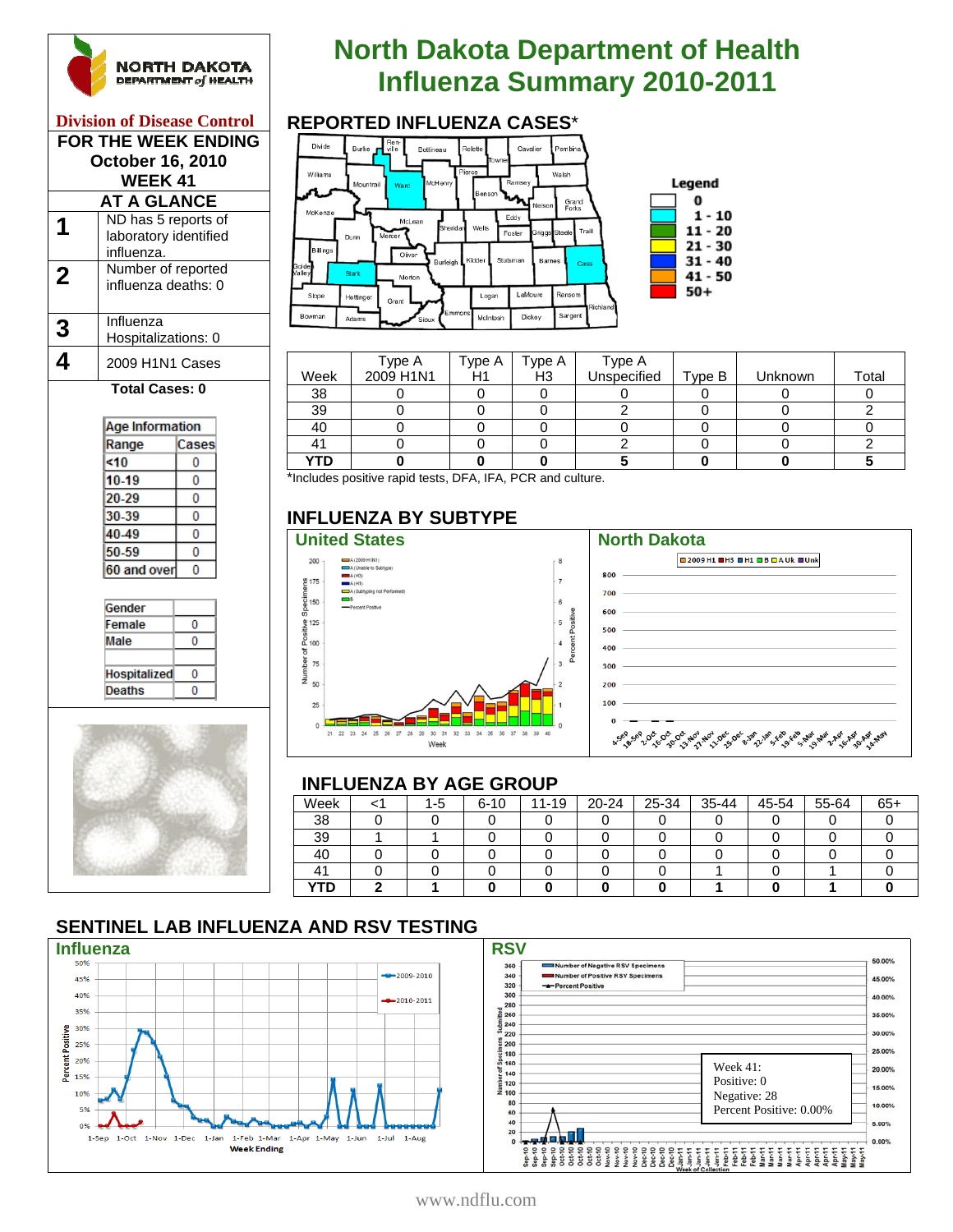# North Dakota Department of Health Influenza Summary 2010-2011

NORTH DAKOTA DEPARTMENT of HEALTH

**Division of Disease Control**

**FOR THE WEEK ENDING October 16, 2010**
**WEEK 41**

## AT A GLANCE

| | |
|---|---|
| 1 | ND has 5 reports of laboratory identified influenza. |
| 2 | Number of reported influenza deaths: 0 |
| 3 | Influenza Hospitalizations: 0 |
| 4 | 2009 H1N1 Cases |

**Total Cases: 0**

| Age Information | |
|---|---|
| Range | Cases |
| <10 | 0 |
| 10-19 | 0 |
| 20-29 | 0 |
| 30-39 | 0 |
| 40-49 | 0 |
| 50-59 | 0 |
| 60 and over | 0 |

| Gender | |
|---|---|
| Female | 0 |
| Male | 0 |
| | |
| Hospitalized | 0 |
| Deaths | 0 |

## REPORTED INFLUENZA CASES*

Legend: 0; 1 - 10; 11 - 20; 21 - 30; 31 - 40; 41 - 50; 50+

| Week | Type A 2009 H1N1 | Type A H1 | Type A H3 | Type A Unspecified | Type B | Unknown | Total |
|---|---|---|---|---|---|---|---|
| 38 | 0 | 0 | 0 | 0 | 0 | 0 | 0 |
| 39 | 0 | 0 | 0 | 2 | 0 | 0 | 2 |
| 40 | 0 | 0 | 0 | 0 | 0 | 0 | 0 |
| 41 | 0 | 0 | 0 | 2 | 0 | 0 | 2 |
| **YTD** | **0** | **0** | **0** | **5** | **0** | **0** | **5** |

*Includes positive rapid tests, DFA, IFA, PCR and culture.

## INFLUENZA BY SUBTYPE

**United States**

**North Dakota**

## INFLUENZA BY AGE GROUP

| Week | <1 | 1-5 | 6-10 | 11-19 | 20-24 | 25-34 | 35-44 | 45-54 | 55-64 | 65+ |
|---|---|---|---|---|---|---|---|---|---|---|
| 38 | 0 | 0 | 0 | 0 | 0 | 0 | 0 | 0 | 0 | 0 |
| 39 | 1 | 1 | 0 | 0 | 0 | 0 | 0 | 0 | 0 | 0 |
| 40 | 0 | 0 | 0 | 0 | 0 | 0 | 0 | 0 | 0 | 0 |
| 41 | 0 | 0 | 0 | 0 | 0 | 0 | 1 | 0 | 1 | 0 |
| **YTD** | **2** | **1** | **0** | **0** | **0** | **0** | **1** | **0** | **1** | **0** |

## SENTINEL LAB INFLUENZA AND RSV TESTING

**Influenza**

**RSV**

Week 41:
Positive: 0
Negative: 28
Percent Positive: 0.00%

www.ndflu.com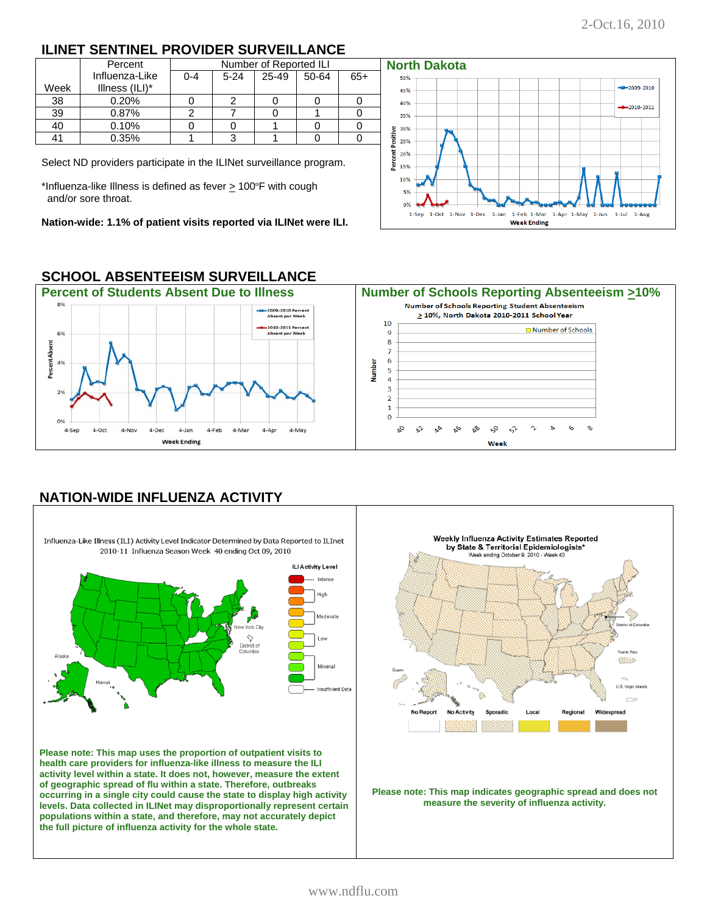2-Oct.16, 2010

## ILINET SENTINEL PROVIDER SURVEILLANCE

| Week | Percent Influenza-Like Illness (ILI)* | Number of Reported ILI | | | | |
|---|---|---|---|---|---|---|
| | | 0-4 | 5-24 | 25-49 | 50-64 | 65+ |
| 38 | 0.20% | 0 | 2 | 0 | 0 | 0 |
| 39 | 0.87% | 2 | 7 | 0 | 1 | 0 |
| 40 | 0.10% | 0 | 0 | 1 | 0 | 0 |
| 41 | 0.35% | 1 | 3 | 1 | 0 | 0 |

Select ND providers participate in the ILINet surveillance program.

*Influenza-like Illness is defined as fever ≥ 100°F with cough and/or sore throat.

**Nation-wide: 1.1% of patient visits reported via ILINet were ILI.**

North Dakota

Percent Positive

50%
45%
40%
35%
30%
25%
20%
15%
10%
5%
0%

1-Sep 1-Oct 1-Nov 1-Dec 1-Jan 1-Feb 1-Mar 1-Apr 1-May 1-Jun 1-Jul 1-Aug

Week Ending

2009-2010
2010-2011

## SCHOOL ABSENTEEISM SURVEILLANCE

Percent of Students Absent Due to Illness

Percent Absent

8%
6%
4%
2%
0%

4-Sep 4-Oct 4-Nov 4-Dec 4-Jan 4-Feb 4-Mar 4-Apr 4-May

Week Ending

2009-2010 Percent Absent per Week
2010-2011 Percent Absent per Week

Number of Schools Reporting Absenteeism ≥10%

Number of Schools Reporting Student Absenteeism ≥ 10%, North Dakota 2010-2011 School Year

Number

10
9
8
7
6
5
4
3
2
1
0

40 42 44 46 48 50 52 2 4 6 8

Week

Number of Schools

## NATION-WIDE INFLUENZA ACTIVITY

Influenza-Like Illness (ILI) Activity Level Indicator Determined by Data Reported to ILInet
2010-11 Influenza Season Week 40 ending Oct 09, 2010

ILI Activity Level

Intense
High
Moderate
Low
Minimal
Insufficient Data

New York City
District of Columbia
Alaska
Hawaii

**Please note: This map uses the proportion of outpatient visits to health care providers for influenza-like illness to measure the ILI activity level within a state. It does not, however, measure the extent of geographic spread of flu within a state. Therefore, outbreaks occurring in a single city could cause the state to display high activity levels. Data collected in ILINet may disproportionally represent certain populations within a state, and therefore, may not accurately depict the full picture of influenza activity for the whole state.**

Weekly Influenza Activity Estimates Reported by State & Territorial Epidemiologists*
Week ending October 9, 2010 - Week 40

District of Columbia
Puerto Rico
Guam
U.S. Virgin Islands

No Report
No Activity
Sporadic
Local
Regional
Widespread

**Please note: This map indicates geographic spread and does not measure the severity of influenza activity.**

www.ndflu.com